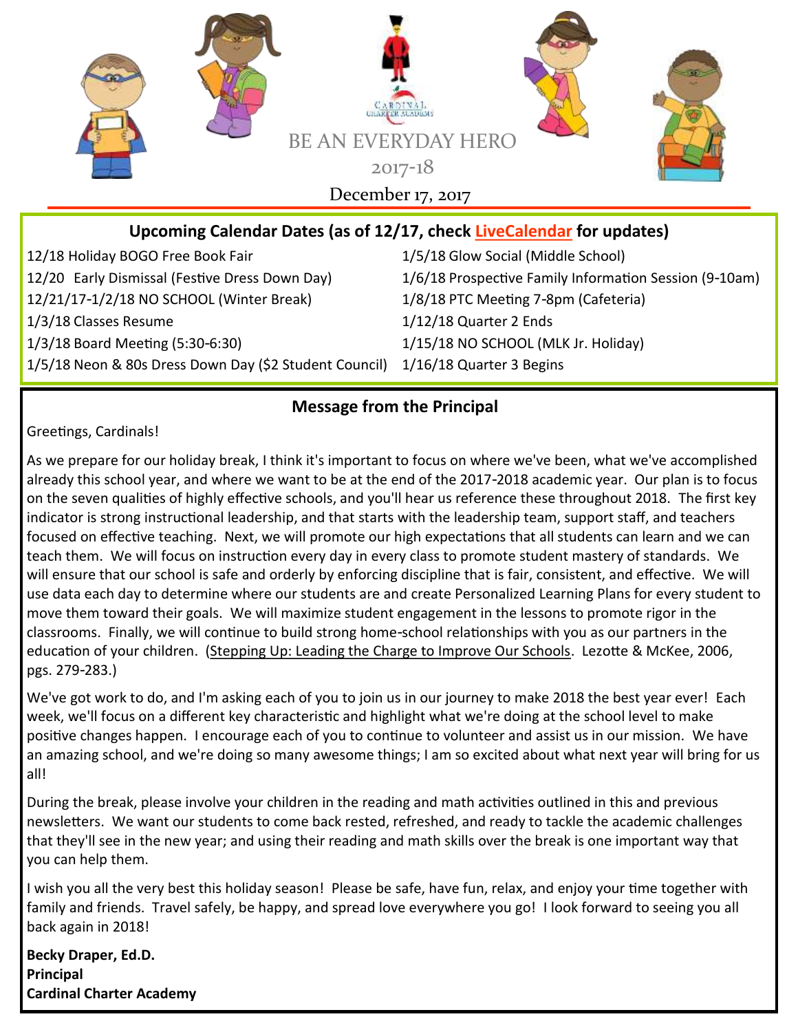# BE AN EVERYDAY HERO

2017-18

December 17, 2017

## Upcoming Calendar Dates (as of 12/17, check LiveCalendar for updates)

12/18 Holiday BOGO Free Book Fair

12/20 Early Dismissal (Festive Dress Down Day)

12/21/17-1/2/18 NO SCHOOL (Winter Break)

1/3/18 Classes Resume

1/3/18 Board Meeting (5:30-6:30)

1/5/18 Neon & 80s Dress Down Day ($2 Student Council)

1/5/18 Glow Social (Middle School)

1/6/18 Prospective Family Information Session (9-10am)

1/8/18 PTC Meeting 7-8pm (Cafeteria)

1/12/18 Quarter 2 Ends

1/15/18 NO SCHOOL (MLK Jr. Holiday)

1/16/18 Quarter 3 Begins

## Message from the Principal

Greetings, Cardinals!

As we prepare for our holiday break, I think it's important to focus on where we've been, what we've accomplished already this school year, and where we want to be at the end of the 2017-2018 academic year. Our plan is to focus on the seven qualities of highly effective schools, and you'll hear us reference these throughout 2018. The first key indicator is strong instructional leadership, and that starts with the leadership team, support staff, and teachers focused on effective teaching. Next, we will promote our high expectations that all students can learn and we can teach them. We will focus on instruction every day in every class to promote student mastery of standards. We will ensure that our school is safe and orderly by enforcing discipline that is fair, consistent, and effective. We will use data each day to determine where our students are and create Personalized Learning Plans for every student to move them toward their goals. We will maximize student engagement in the lessons to promote rigor in the classrooms. Finally, we will continue to build strong home-school relationships with you as our partners in the education of your children. (Stepping Up: Leading the Charge to Improve Our Schools. Lezotte & McKee, 2006, pgs. 279-283.)

We've got work to do, and I'm asking each of you to join us in our journey to make 2018 the best year ever! Each week, we'll focus on a different key characteristic and highlight what we're doing at the school level to make positive changes happen. I encourage each of you to continue to volunteer and assist us in our mission. We have an amazing school, and we're doing so many awesome things; I am so excited about what next year will bring for us all!

During the break, please involve your children in the reading and math activities outlined in this and previous newsletters. We want our students to come back rested, refreshed, and ready to tackle the academic challenges that they'll see in the new year; and using their reading and math skills over the break is one important way that you can help them.

I wish you all the very best this holiday season! Please be safe, have fun, relax, and enjoy your time together with family and friends. Travel safely, be happy, and spread love everywhere you go! I look forward to seeing you all back again in 2018!

**Becky Draper, Ed.D.**
**Principal**
**Cardinal Charter Academy**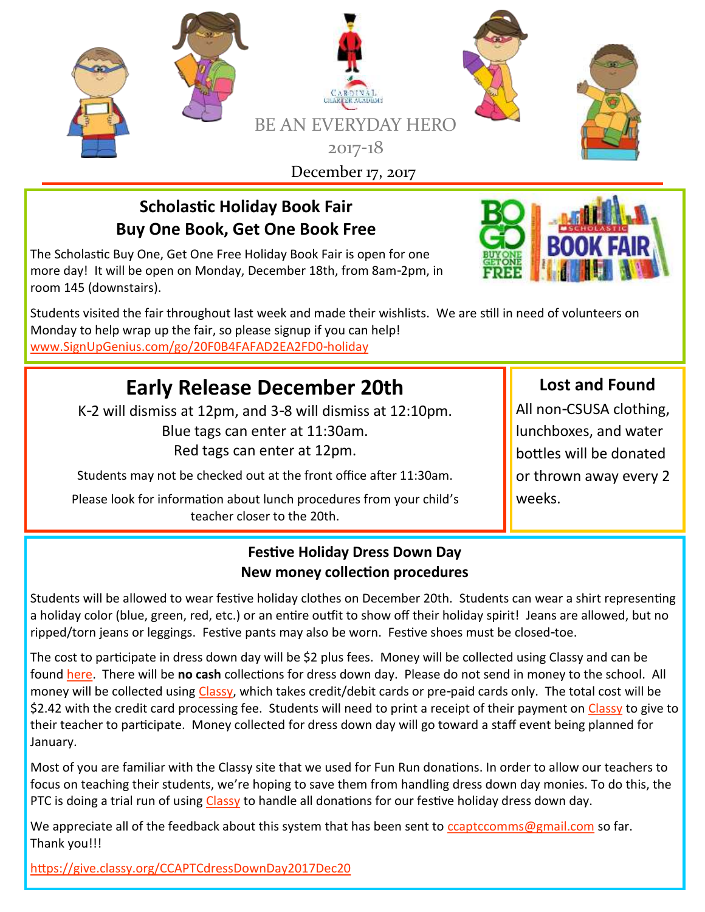BE AN EVERYDAY HERO

2017-18

December 17, 2017

## Scholastic Holiday Book Fair
## Buy One Book, Get One Book Free

The Scholastic Buy One, Get One Free Holiday Book Fair is open for one more day! It will be open on Monday, December 18th, from 8am-2pm, in room 145 (downstairs).

Students visited the fair throughout last week and made their wishlists. We are still in need of volunteers on Monday to help wrap up the fair, so please signup if you can help! www.SignUpGenius.com/go/20F0B4FAFAD2EA2FD0-holiday

## Early Release December 20th

K-2 will dismiss at 12pm, and 3-8 will dismiss at 12:10pm.

Blue tags can enter at 11:30am.

Red tags can enter at 12pm.

Students may not be checked out at the front office after 11:30am.

Please look for information about lunch procedures from your child's teacher closer to the 20th.

## Lost and Found

All non-CSUSA clothing, lunchboxes, and water bottles will be donated or thrown away every 2 weeks.

## Festive Holiday Dress Down Day
## New money collection procedures

Students will be allowed to wear festive holiday clothes on December 20th. Students can wear a shirt representing a holiday color (blue, green, red, etc.) or an entire outfit to show off their holiday spirit! Jeans are allowed, but no ripped/torn jeans or leggings. Festive pants may also be worn. Festive shoes must be closed-toe.

The cost to participate in dress down day will be $2 plus fees. Money will be collected using Classy and can be found here. There will be **no cash** collections for dress down day. Please do not send in money to the school. All money will be collected using Classy, which takes credit/debit cards or pre-paid cards only. The total cost will be $2.42 with the credit card processing fee. Students will need to print a receipt of their payment on Classy to give to their teacher to participate. Money collected for dress down day will go toward a staff event being planned for January.

Most of you are familiar with the Classy site that we used for Fun Run donations. In order to allow our teachers to focus on teaching their students, we're hoping to save them from handling dress down day monies. To do this, the PTC is doing a trial run of using Classy to handle all donations for our festive holiday dress down day.

We appreciate all of the feedback about this system that has been sent to ccaptccomms@gmail.com so far. Thank you!!!

https://give.classy.org/CCAPTCdressDownDay2017Dec20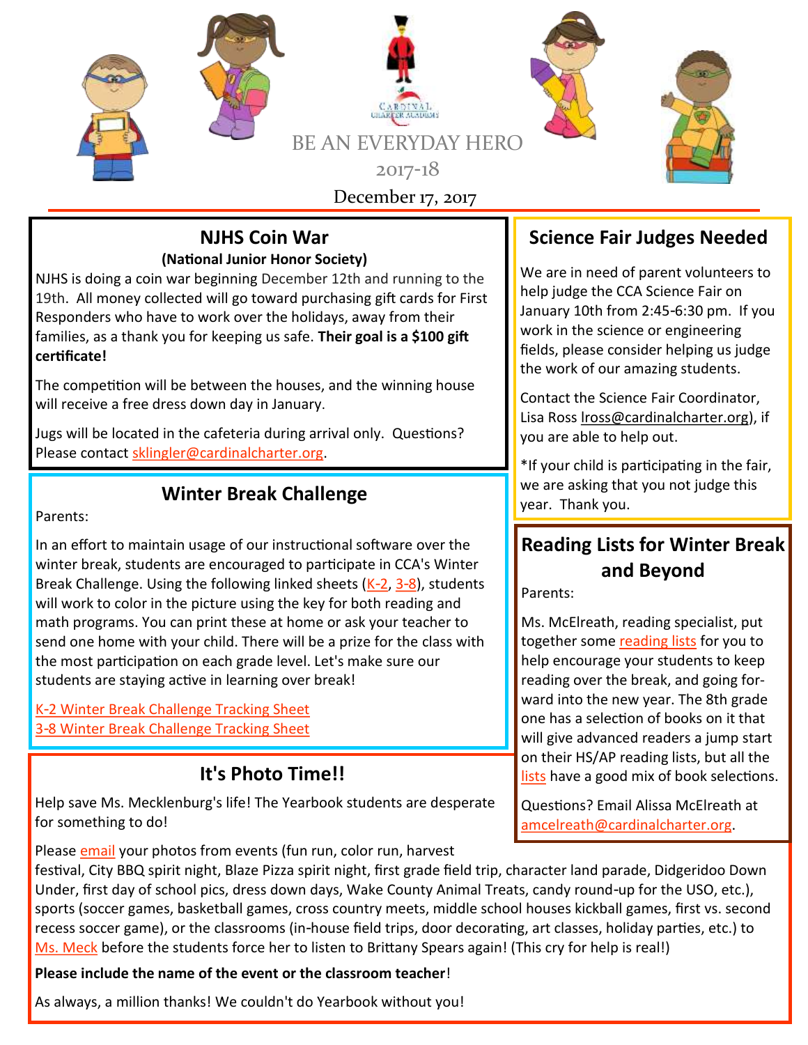BE AN EVERYDAY HERO

2017-18

December 17, 2017

## NJHS Coin War

**(National Junior Honor Society)**

NJHS is doing a coin war beginning December 12th and running to the 19th. All money collected will go toward purchasing gift cards for First Responders who have to work over the holidays, away from their families, as a thank you for keeping us safe. **Their goal is a $100 gift certificate!**

The competition will be between the houses, and the winning house will receive a free dress down day in January.

Jugs will be located in the cafeteria during arrival only. Questions? Please contact sklingler@cardinalcharter.org.

## Winter Break Challenge

Parents:

In an effort to maintain usage of our instructional software over the winter break, students are encouraged to participate in CCA's Winter Break Challenge. Using the following linked sheets (K-2, 3-8), students will work to color in the picture using the key for both reading and math programs. You can print these at home or ask your teacher to send one home with your child. There will be a prize for the class with the most participation on each grade level. Let's make sure our students are staying active in learning over break!

K-2 Winter Break Challenge Tracking Sheet
3-8 Winter Break Challenge Tracking Sheet

## It's Photo Time!!

Help save Ms. Mecklenburg's life! The Yearbook students are desperate for something to do!

Please email your photos from events (fun run, color run, harvest festival, City BBQ spirit night, Blaze Pizza spirit night, first grade field trip, character land parade, Didgeridoo Down Under, first day of school pics, dress down days, Wake County Animal Treats, candy round-up for the USO, etc.), sports (soccer games, basketball games, cross country meets, middle school houses kickball games, first vs. second recess soccer game), or the classrooms (in-house field trips, door decorating, art classes, holiday parties, etc.) to Ms. Meck before the students force her to listen to Brittany Spears again! (This cry for help is real!)

**Please include the name of the event or the classroom teacher**!

As always, a million thanks! We couldn't do Yearbook without you!

## Science Fair Judges Needed

We are in need of parent volunteers to help judge the CCA Science Fair on January 10th from 2:45-6:30 pm. If you work in the science or engineering fields, please consider helping us judge the work of our amazing students.

Contact the Science Fair Coordinator, Lisa Ross lross@cardinalcharter.org), if you are able to help out.

*If your child is participating in the fair, we are asking that you not judge this year. Thank you.

## Reading Lists for Winter Break and Beyond

Parents:

Ms. McElreath, reading specialist, put together some reading lists for you to help encourage your students to keep reading over the break, and going forward into the new year. The 8th grade one has a selection of books on it that will give advanced readers a jump start on their HS/AP reading lists, but all the lists have a good mix of book selections.

Questions? Email Alissa McElreath at amcelreath@cardinalcharter.org.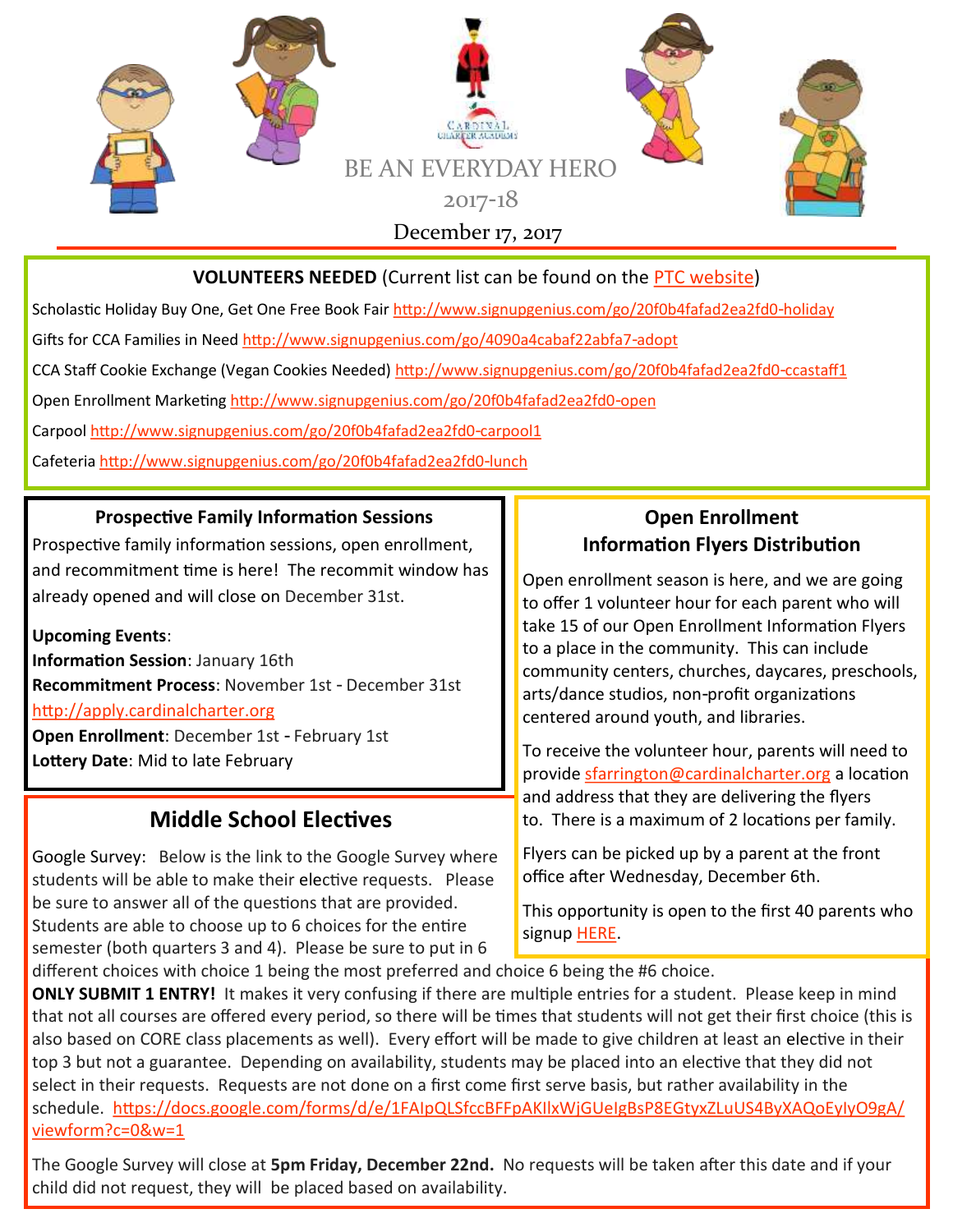BE AN EVERYDAY HERO

2017-18

December 17, 2017

**VOLUNTEERS NEEDED** (Current list can be found on the PTC website)

Scholastic Holiday Buy One, Get One Free Book Fair http://www.signupgenius.com/go/20f0b4fafad2ea2fd0-holiday

Gifts for CCA Families in Need http://www.signupgenius.com/go/4090a4cabaf22abfa7-adopt

CCA Staff Cookie Exchange (Vegan Cookies Needed) http://www.signupgenius.com/go/20f0b4fafad2ea2fd0-ccastaff1

Open Enrollment Marketing http://www.signupgenius.com/go/20f0b4fafad2ea2fd0-open

Carpool http://www.signupgenius.com/go/20f0b4fafad2ea2fd0-carpool1

Cafeteria http://www.signupgenius.com/go/20f0b4fafad2ea2fd0-lunch

### Prospective Family Information Sessions

Prospective family information sessions, open enrollment, and recommitment time is here! The recommit window has already opened and will close on December 31st.

**Upcoming Events**:
**Information Session**: January 16th
**Recommitment Process**: November 1st - December 31st
http://apply.cardinalcharter.org
**Open Enrollment**: December 1st - February 1st
**Lottery Date**: Mid to late February

### Open Enrollment Information Flyers Distribution

Open enrollment season is here, and we are going to offer 1 volunteer hour for each parent who will take 15 of our Open Enrollment Information Flyers to a place in the community. This can include community centers, churches, daycares, preschools, arts/dance studios, non-profit organizations centered around youth, and libraries.

To receive the volunteer hour, parents will need to provide sfarrington@cardinalcharter.org a location and address that they are delivering the flyers to. There is a maximum of 2 locations per family.

Flyers can be picked up by a parent at the front office after Wednesday, December 6th.

This opportunity is open to the first 40 parents who signup HERE.

## Middle School Electives

Google Survey: Below is the link to the Google Survey where students will be able to make their elective requests. Please be sure to answer all of the questions that are provided. Students are able to choose up to 6 choices for the entire semester (both quarters 3 and 4). Please be sure to put in 6 different choices with choice 1 being the most preferred and choice 6 being the #6 choice.
**ONLY SUBMIT 1 ENTRY!** It makes it very confusing if there are multiple entries for a student. Please keep in mind that not all courses are offered every period, so there will be times that students will not get their first choice (this is also based on CORE class placements as well). Every effort will be made to give children at least an elective in their top 3 but not a guarantee. Depending on availability, students may be placed into an elective that they did not select in their requests. Requests are not done on a first come first serve basis, but rather availability in the schedule. https://docs.google.com/forms/d/e/1FAIpQLSfccBFFpAKIlxWjGUeIgBsP8EGtyxZLuUS4ByXAQoEyIyO9gA/viewform?c=0&w=1

The Google Survey will close at **5pm Friday, December 22nd.** No requests will be taken after this date and if your child did not request, they will be placed based on availability.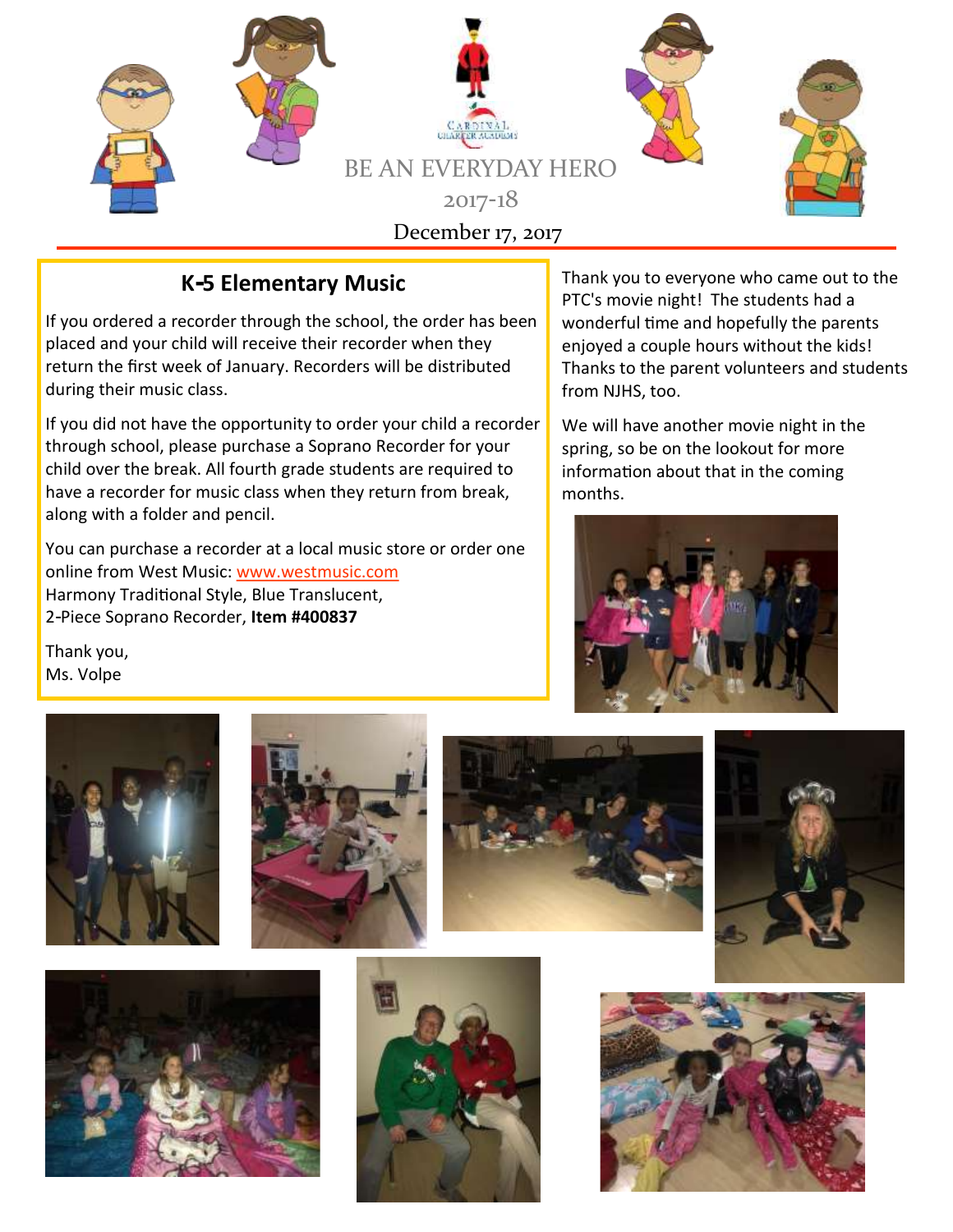# BE AN EVERYDAY HERO

2017-18

December 17, 2017

## K-5 Elementary Music

If you ordered a recorder through the school, the order has been placed and your child will receive their recorder when they return the first week of January. Recorders will be distributed during their music class.

If you did not have the opportunity to order your child a recorder through school, please purchase a Soprano Recorder for your child over the break. All fourth grade students are required to have a recorder for music class when they return from break, along with a folder and pencil.

You can purchase a recorder at a local music store or order one online from West Music: www.westmusic.com
Harmony Traditional Style, Blue Translucent,
2-Piece Soprano Recorder, **Item #400837**

Thank you,
Ms. Volpe

Thank you to everyone who came out to the PTC's movie night! The students had a wonderful time and hopefully the parents enjoyed a couple hours without the kids! Thanks to the parent volunteers and students from NJHS, too.

We will have another movie night in the spring, so be on the lookout for more information about that in the coming months.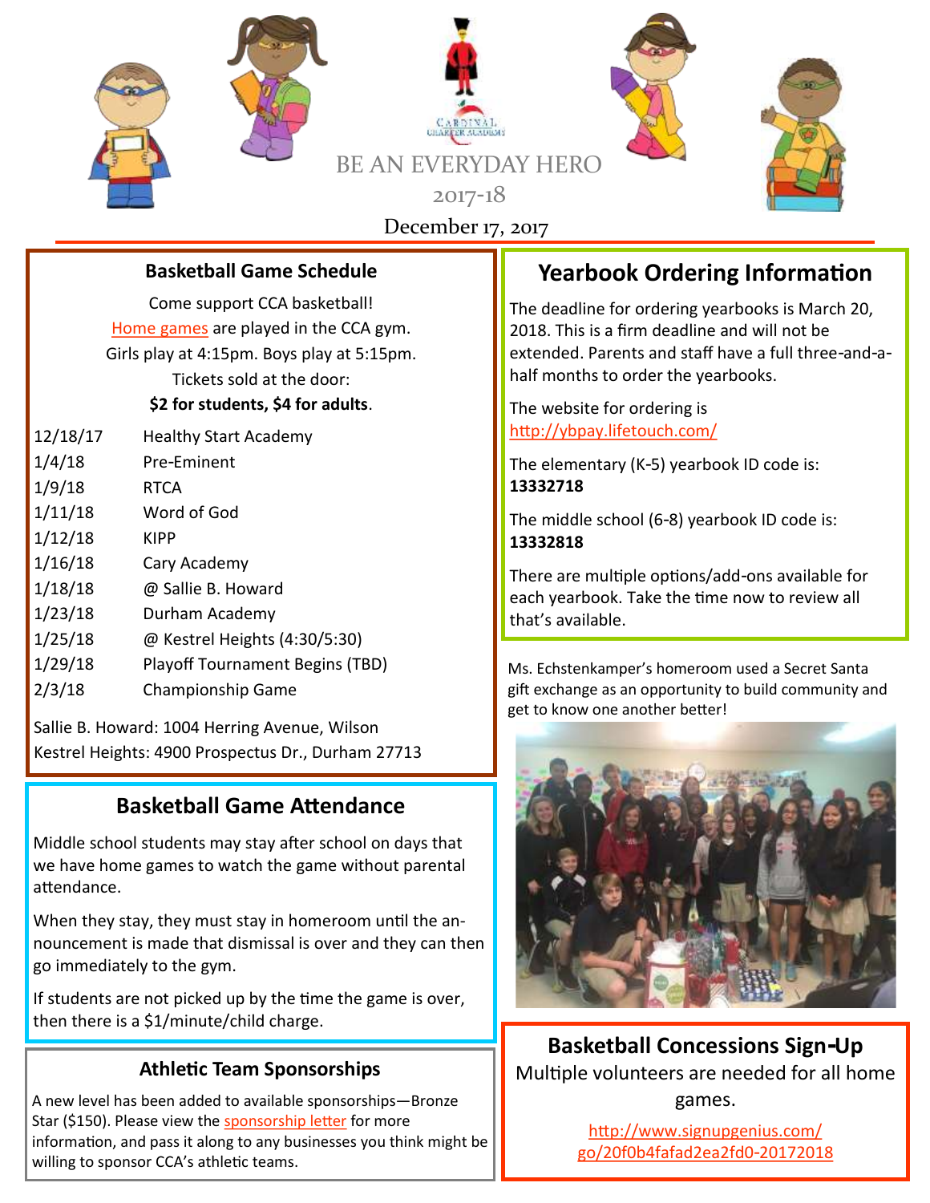BE AN EVERYDAY HERO

2017-18

December 17, 2017

## Basketball Game Schedule

Come support CCA basketball!

Home games are played in the CCA gym.

Girls play at 4:15pm. Boys play at 5:15pm.

Tickets sold at the door:

**$2 for students, $4 for adults**.

| | |
|---|---|
| 12/18/17 | Healthy Start Academy |
| 1/4/18 | Pre-Eminent |
| 1/9/18 | RTCA |
| 1/11/18 | Word of God |
| 1/12/18 | KIPP |
| 1/16/18 | Cary Academy |
| 1/18/18 | @ Sallie B. Howard |
| 1/23/18 | Durham Academy |
| 1/25/18 | @ Kestrel Heights (4:30/5:30) |
| 1/29/18 | Playoff Tournament Begins (TBD) |
| 2/3/18 | Championship Game |

Sallie B. Howard: 1004 Herring Avenue, Wilson

Kestrel Heights: 4900 Prospectus Dr., Durham 27713

## Basketball Game Attendance

Middle school students may stay after school on days that we have home games to watch the game without parental attendance.

When they stay, they must stay in homeroom until the announcement is made that dismissal is over and they can then go immediately to the gym.

If students are not picked up by the time the game is over, then there is a $1/minute/child charge.

## Athletic Team Sponsorships

A new level has been added to available sponsorships—Bronze Star ($150). Please view the sponsorship letter for more information, and pass it along to any businesses you think might be willing to sponsor CCA's athletic teams.

## Yearbook Ordering Information

The deadline for ordering yearbooks is March 20, 2018. This is a firm deadline and will not be extended. Parents and staff have a full three-and-a-half months to order the yearbooks.

The website for ordering is http://ybpay.lifetouch.com/

The elementary (K-5) yearbook ID code is: **13332718**

The middle school (6-8) yearbook ID code is: **13332818**

There are multiple options/add-ons available for each yearbook. Take the time now to review all that's available.

Ms. Echstenkamper's homeroom used a Secret Santa gift exchange as an opportunity to build community and get to know one another better!

## Basketball Concessions Sign-Up

Multiple volunteers are needed for all home games.

http://www.signupgenius.com/go/20f0b4fafad2ea2fd0-20172018